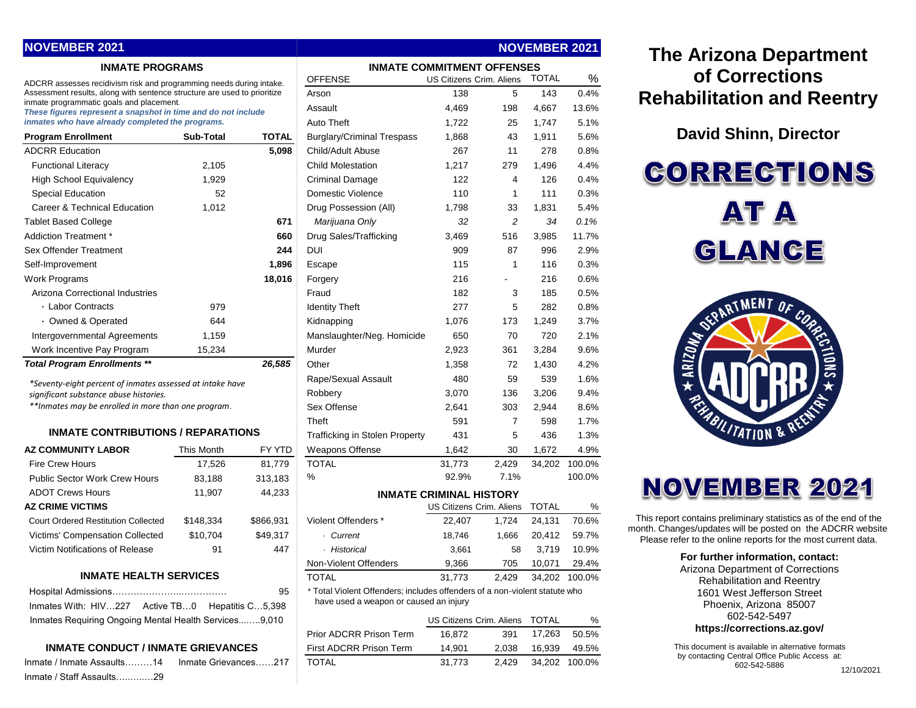## NOVEMBER 2021

### INMATE PROGRAMS

ADCRR assesses recidivism risk and programming needs during intake. Assessment results, along with sentence structure are used to prioritize inmate programmatic goals and placement.

***These figures represent a snapshot in time and do not include inmates who have already completed the programs.***

| Program Enrollment | Sub-Total | TOTAL |
|---|---|---|
| ADCRR Education | | 5,098 |
| Functional Literacy | 2,105 | |
| High School Equivalency | 1,929 | |
| Special Education | 52 | |
| Career & Technical Education | 1,012 | |
| Tablet Based College | | 671 |
| Addiction Treatment * | | 660 |
| Sex Offender Treatment | | 244 |
| Self-Improvement | | 1,896 |
| Work Programs | | 18,016 |
| Arizona Correctional Industries | | |
| · Labor Contracts | 979 | |
| · Owned & Operated | 644 | |
| Intergovernmental Agreements | 1,159 | |
| Work Incentive Pay Program | 15,234 | |
| ***Total Program Enrollments \*\**** | | ***26,585*** |

*\*Seventy-eight percent of inmates assessed at intake have significant substance abuse histories.*

*\*\*Inmates may be enrolled in more than one program.*

### INMATE CONTRIBUTIONS / REPARATIONS

| AZ COMMUNITY LABOR | This Month | FY YTD |
|---|---|---|
| Fire Crew Hours | 17,526 | 81,779 |
| Public Sector Work Crew Hours | 83,188 | 313,183 |
| ADOT Crews Hours | 11,907 | 44,233 |
| **AZ CRIME VICTIMS** | | |
| Court Ordered Restitution Collected | $148,334 | $866,931 |
| Victims' Compensation Collected | $10,704 | $49,317 |
| Victim Notifications of Release | 91 | 447 |

### INMATE HEALTH SERVICES

Hospital Admissions…………………...………… 95

Inmates With: HIV…227 Active TB…0 Hepatitis C…5,398

Inmates Requiring Ongoing Mental Health Services...…..9,010

### INMATE CONDUCT / INMATE GRIEVANCES

Inmate / Inmate Assaults………14 Inmate Grievances……217

Inmate / Staff Assaults…..…..…29

## NOVEMBER 2021

### INMATE COMMITMENT OFFENSES

| OFFENSE | US Citizens | Crim. Aliens | TOTAL | % |
|---|---|---|---|---|
| Arson | 138 | 5 | 143 | 0.4% |
| Assault | 4,469 | 198 | 4,667 | 13.6% |
| Auto Theft | 1,722 | 25 | 1,747 | 5.1% |
| Burglary/Criminal Trespass | 1,868 | 43 | 1,911 | 5.6% |
| Child/Adult Abuse | 267 | 11 | 278 | 0.8% |
| Child Molestation | 1,217 | 279 | 1,496 | 4.4% |
| Criminal Damage | 122 | 4 | 126 | 0.4% |
| Domestic Violence | 110 | 1 | 111 | 0.3% |
| Drug Possession (All) | 1,798 | 33 | 1,831 | 5.4% |
| *Marijuana Only* | *32* | *2* | *34* | *0.1%* |
| Drug Sales/Trafficking | 3,469 | 516 | 3,985 | 11.7% |
| DUI | 909 | 87 | 996 | 2.9% |
| Escape | 115 | 1 | 116 | 0.3% |
| Forgery | 216 | - | 216 | 0.6% |
| Fraud | 182 | 3 | 185 | 0.5% |
| Identity Theft | 277 | 5 | 282 | 0.8% |
| Kidnapping | 1,076 | 173 | 1,249 | 3.7% |
| Manslaughter/Neg. Homicide | 650 | 70 | 720 | 2.1% |
| Murder | 2,923 | 361 | 3,284 | 9.6% |
| Other | 1,358 | 72 | 1,430 | 4.2% |
| Rape/Sexual Assault | 480 | 59 | 539 | 1.6% |
| Robbery | 3,070 | 136 | 3,206 | 9.4% |
| Sex Offense | 2,641 | 303 | 2,944 | 8.6% |
| Theft | 591 | 7 | 598 | 1.7% |
| Trafficking in Stolen Property | 431 | 5 | 436 | 1.3% |
| Weapons Offense | 1,642 | 30 | 1,672 | 4.9% |
| TOTAL | 31,773 | 2,429 | 34,202 | 100.0% |
| % | 92.9% | 7.1% | | 100.0% |

### INMATE CRIMINAL HISTORY

| | US Citizens | Crim. Aliens | TOTAL | % |
|---|---|---|---|---|
| Violent Offenders * | 22,407 | 1,724 | 24,131 | 70.6% |
| · *Current* | 18,746 | 1,666 | 20,412 | 59.7% |
| · *Historical* | 3,661 | 58 | 3,719 | 10.9% |
| Non-Violent Offenders | 9,366 | 705 | 10,071 | 29.4% |
| TOTAL | 31,773 | 2,429 | 34,202 | 100.0% |

\* Total Violent Offenders; includes offenders of a non-violent statute who have used a weapon or caused an injury

| | US Citizens | Crim. Aliens | TOTAL | % |
|---|---|---|---|---|
| Prior ADCRR Prison Term | 16,872 | 391 | 17,263 | 50.5% |
| First ADCRR Prison Term | 14,901 | 2,038 | 16,939 | 49.5% |
| TOTAL | 31,773 | 2,429 | 34,202 | 100.0% |

# The Arizona Department of Corrections Rehabilitation and Reentry

## David Shinn, Director

# CORRECTIONS AT A GLANCE

# NOVEMBER 2021

This report contains preliminary statistics as of the end of the month. Changes/updates will be posted on the ADCRR website. Please refer to the online reports for the most current data.

**For further information, contact:**

Arizona Department of Corrections Rehabilitation and Reentry
1601 West Jefferson Street
Phoenix, Arizona 85007
602-542-5497
**https://corrections.az.gov/**

This document is available in alternative formats by contacting Central Office Public Access at: 602-542-5886

12/10/2021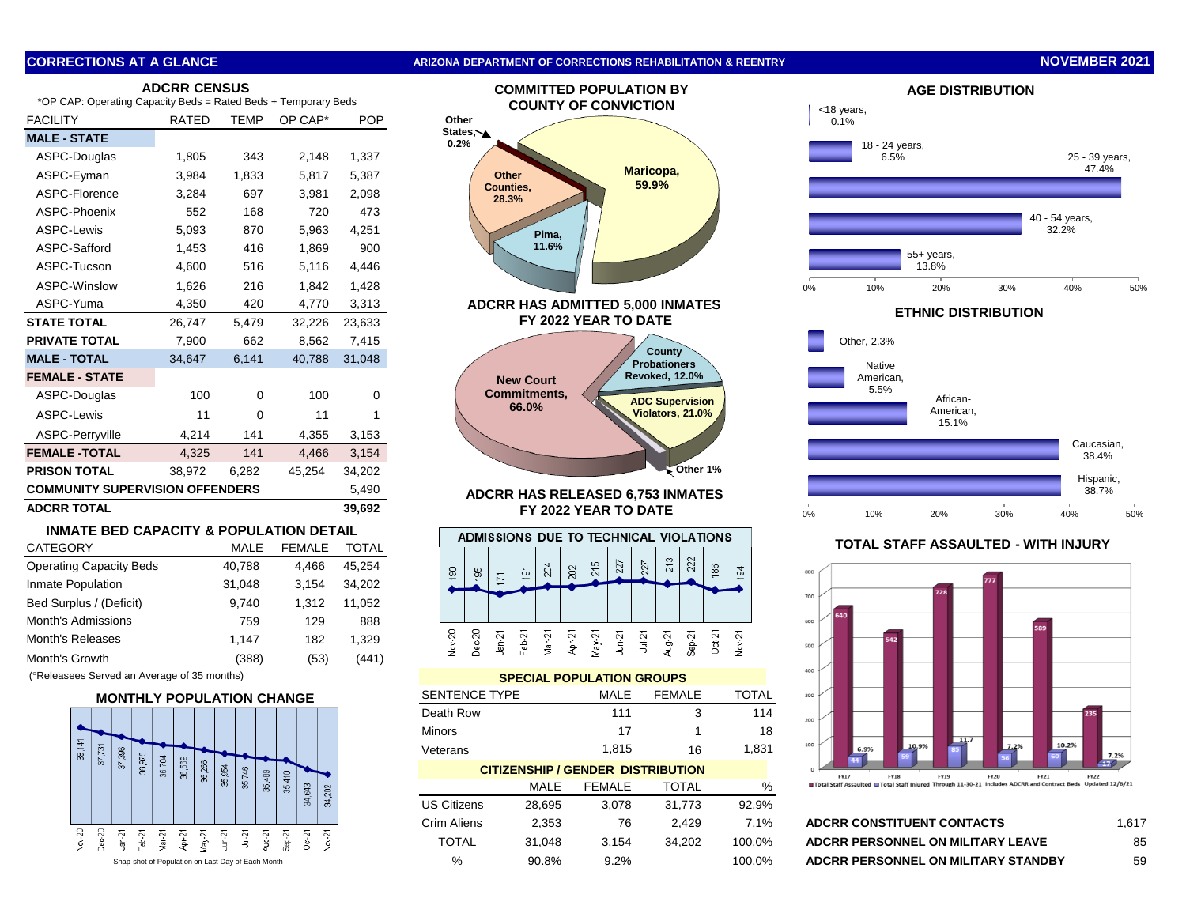# CORRECTIONS AT A GLANCE

ARIZONA DEPARTMENT OF CORRECTIONS REHABILITATION & REENTRY

NOVEMBER 2021

## ADCRR CENSUS

*OP CAP: Operating Capacity Beds = Rated Beds + Temporary Beds

| FACILITY | RATED | TEMP | OP CAP* | POP |
|---|---|---|---|---|
| **MALE - STATE** | | | | |
| ASPC-Douglas | 1,805 | 343 | 2,148 | 1,337 |
| ASPC-Eyman | 3,984 | 1,833 | 5,817 | 5,387 |
| ASPC-Florence | 3,284 | 697 | 3,981 | 2,098 |
| ASPC-Phoenix | 552 | 168 | 720 | 473 |
| ASPC-Lewis | 5,093 | 870 | 5,963 | 4,251 |
| ASPC-Safford | 1,453 | 416 | 1,869 | 900 |
| ASPC-Tucson | 4,600 | 516 | 5,116 | 4,446 |
| ASPC-Winslow | 1,626 | 216 | 1,842 | 1,428 |
| ASPC-Yuma | 4,350 | 420 | 4,770 | 3,313 |
| **STATE TOTAL** | 26,747 | 5,479 | 32,226 | 23,633 |
| **PRIVATE TOTAL** | 7,900 | 662 | 8,562 | 7,415 |
| **MALE - TOTAL** | 34,647 | 6,141 | 40,788 | 31,048 |
| **FEMALE - STATE** | | | | |
| ASPC-Douglas | 100 | 0 | 100 | 0 |
| ASPC-Lewis | 11 | 0 | 11 | 1 |
| ASPC-Perryville | 4,214 | 141 | 4,355 | 3,153 |
| **FEMALE -TOTAL** | 4,325 | 141 | 4,466 | 3,154 |
| **PRISON TOTAL** | 38,972 | 6,282 | 45,254 | 34,202 |
| **COMMUNITY SUPERVISION OFFENDERS** | | | | 5,490 |
| **ADCRR TOTAL** | | | | **39,692** |

## INMATE BED CAPACITY & POPULATION DETAIL

| CATEGORY | MALE | FEMALE | TOTAL |
|---|---|---|---|
| Operating Capacity Beds | 40,788 | 4,466 | 45,254 |
| Inmate Population | 31,048 | 3,154 | 34,202 |
| Bed Surplus / (Deficit) | 9,740 | 1,312 | 11,052 |
| Month's Admissions | 759 | 129 | 888 |
| Month's Releases | 1,147 | 182 | 1,329 |
| Month's Growth | (388) | (53) | (441) |

(°Releasees Served an Average of 35 months)

## MONTHLY POPULATION CHANGE

38,141
37,731
37,306
36,975
36,704
36,569
36,296
35,954
35,746
35,499
35,410
34,643
34,202

Nov-20 Dec-20 Jan-21 Feb-21 Mar-21 Apr-21 May-21 Jun-21 Jul-21 Aug-21 Sep-21 Oct-21 Nov-21

Snap-shot of Population on Last Day of Each Month

## COMMITTED POPULATION BY COUNTY OF CONVICTION

Other States, 0.2%
Other Counties, 28.3%
Maricopa, 59.9%
Pima, 11.6%

## ADCRR HAS ADMITTED 5,000 INMATES FY 2022 YEAR TO DATE

New Court Commitments, 66.0%
County Probationers Revoked, 12.0%
ADC Supervision Violators, 21.0%
Other 1%

## ADCRR HAS RELEASED 6,753 INMATES FY 2022 YEAR TO DATE

ADMISSIONS DUE TO TECHNICAL VIOLATIONS

190 195 171 191 204 202 215 227 227 213 222 186 194

Nov-20 Dec-20 Jan-21 Feb-21 Mar-21 Apr-21 May-21 Jun-21 Jul-21 Aug-21 Sep-21 Oct-21 Nov-21

## SPECIAL POPULATION GROUPS

| SENTENCE TYPE | MALE | FEMALE | TOTAL |
|---|---|---|---|
| Death Row | 111 | 3 | 114 |
| Minors | 17 | 1 | 18 |
| Veterans | 1,815 | 16 | 1,831 |

## CITIZENSHIP / GENDER DISTRIBUTION

| | MALE | FEMALE | TOTAL | % |
|---|---|---|---|---|
| US Citizens | 28,695 | 3,078 | 31,773 | 92.9% |
| Crim Aliens | 2,353 | 76 | 2,429 | 7.1% |
| TOTAL | 31,048 | 3,154 | 34,202 | 100.0% |
| % | 90.8% | 9.2% | | 100.0% |

## AGE DISTRIBUTION

<18 years, 0.1%
18 - 24 years, 6.5%
25 - 39 years, 47.4%
40 - 54 years, 32.2%
55+ years, 13.8%

0% 10% 20% 30% 40% 50%

## ETHNIC DISTRIBUTION

Other, 2.3%
Native American, 5.5%
African-American, 15.1%
Caucasian, 38.4%
Hispanic, 38.7%

0% 10% 20% 30% 40% 50%

## TOTAL STAFF ASSAULTED - WITH INJURY

640 542 728 777 589 235
44 59 85 56 60 17
6.9% 10.9% 11.7 7.2% 10.2% 7.2%

FY17 FY18 FY19 FY20 FY21 FY22

Total Staff Assaulted  Total Staff Injured  Through 11-30-21  Includes ADCRR and Contract Beds  Updated 12/6/21

| | |
|---|---|
| **ADCRR CONSTITUENT CONTACTS** | 1,617 |
| **ADCRR PERSONNEL ON MILITARY LEAVE** | 85 |
| **ADCRR PERSONNEL ON MILITARY STANDBY** | 59 |